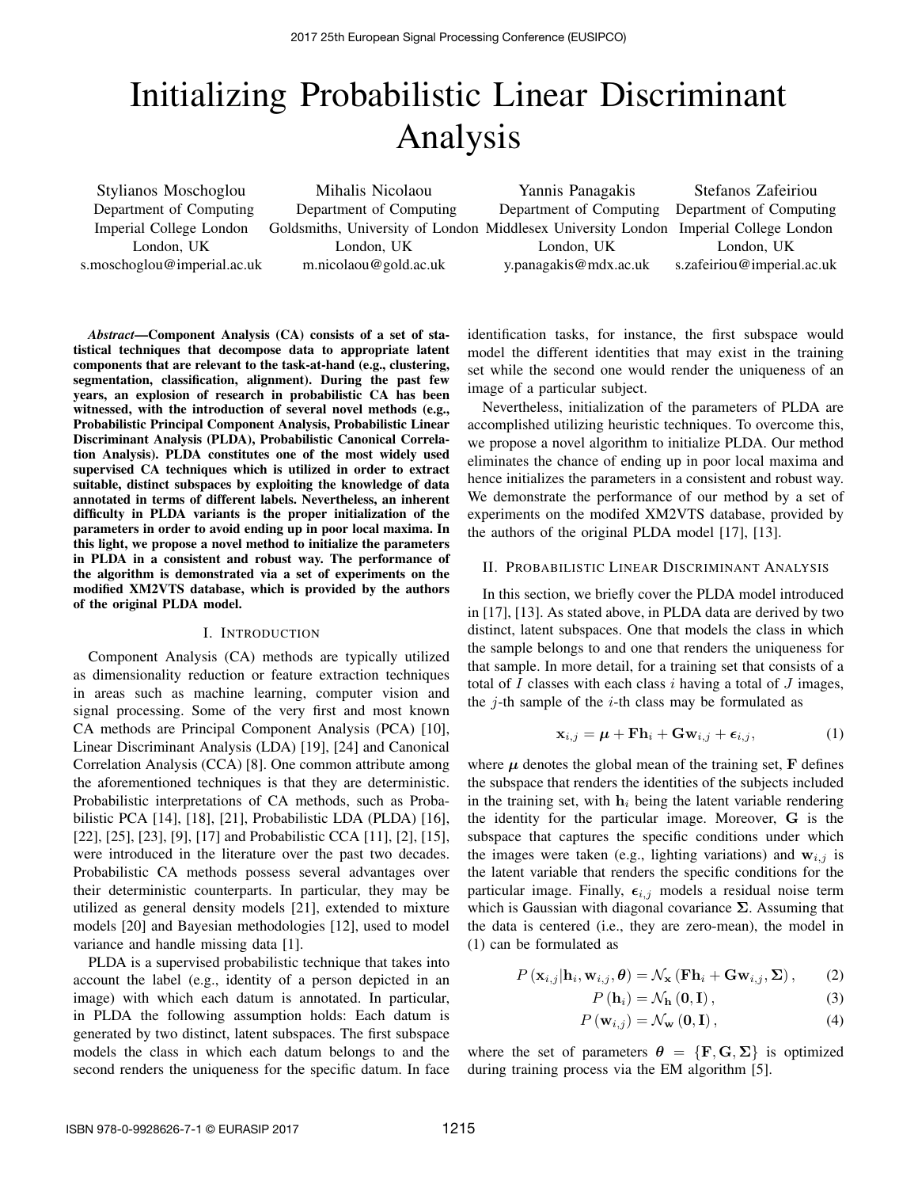# Initializing Probabilistic Linear Discriminant Analysis

Stylianos Moschoglou
Department of Computing
Imperial College London
London, UK
s.moschoglou@imperial.ac.uk

Mihalis Nicolaou
Department of Computing
Goldsmiths, University of London
London, UK
m.nicolaou@gold.ac.uk

Yannis Panagakis
Department of Computing
Middlesex University London
London, UK
y.panagakis@mdx.ac.uk

Stefanos Zafeiriou
Department of Computing
Imperial College London
London, UK
s.zafeiriou@imperial.ac.uk

***Abstract*—Component Analysis (CA) consists of a set of statistical techniques that decompose data to appropriate latent components that are relevant to the task-at-hand (e.g., clustering, segmentation, classification, alignment). During the past few years, an explosion of research in probabilistic CA has been witnessed, with the introduction of several novel methods (e.g., Probabilistic Principal Component Analysis, Probabilistic Linear Discriminant Analysis (PLDA), Probabilistic Canonical Correlation Analysis). PLDA constitutes one of the most widely used supervised CA techniques which is utilized in order to extract suitable, distinct subspaces by exploiting the knowledge of data annotated in terms of different labels. Nevertheless, an inherent difficulty in PLDA variants is the proper initialization of the parameters in order to avoid ending up in poor local maxima. In this light, we propose a novel method to initialize the parameters in PLDA in a consistent and robust way. The performance of the algorithm is demonstrated via a set of experiments on the modified XM2VTS database, which is provided by the authors of the original PLDA model.**

## I. Introduction

Component Analysis (CA) methods are typically utilized as dimensionality reduction or feature extraction techniques in areas such as machine learning, computer vision and signal processing. Some of the very first and most known CA methods are Principal Component Analysis (PCA) [10], Linear Discriminant Analysis (LDA) [19], [24] and Canonical Correlation Analysis (CCA) [8]. One common attribute among the aforementioned techniques is that they are deterministic. Probabilistic interpretations of CA methods, such as Probabilistic PCA [14], [18], [21], Probabilistic LDA (PLDA) [16], [22], [25], [23], [9], [17] and Probabilistic CCA [11], [2], [15], were introduced in the literature over the past two decades. Probabilistic CA methods possess several advantages over their deterministic counterparts. In particular, they may be utilized as general density models [21], extended to mixture models [20] and Bayesian methodologies [12], used to model variance and handle missing data [1].

PLDA is a supervised probabilistic technique that takes into account the label (e.g., identity of a person depicted in an image) with which each datum is annotated. In particular, in PLDA the following assumption holds: Each datum is generated by two distinct, latent subspaces. The first subspace models the class in which each datum belongs to and the second renders the uniqueness for the specific datum. In face identification tasks, for instance, the first subspace would model the different identities that may exist in the training set while the second one would render the uniqueness of an image of a particular subject.

Nevertheless, initialization of the parameters of PLDA are accomplished utilizing heuristic techniques. To overcome this, we propose a novel algorithm to initialize PLDA. Our method eliminates the chance of ending up in poor local maxima and hence initializes the parameters in a consistent and robust way. We demonstrate the performance of our method by a set of experiments on the modifed XM2VTS database, provided by the authors of the original PLDA model [17], [13].

## II. Probabilistic Linear Discriminant Analysis

In this section, we briefly cover the PLDA model introduced in [17], [13]. As stated above, in PLDA data are derived by two distinct, latent subspaces. One that models the class in which the sample belongs to and one that renders the uniqueness for that sample. In more detail, for a training set that consists of a total of $I$ classes with each class $i$ having a total of $J$ images, the $j$-th sample of the $i$-th class may be formulated as

$$\mathbf{x}_{i,j} = \boldsymbol{\mu} + \mathbf{F}\mathbf{h}_i + \mathbf{G}\mathbf{w}_{i,j} + \boldsymbol{\epsilon}_{i,j}, \tag{1}$$

where $\boldsymbol{\mu}$ denotes the global mean of the training set, $\mathbf{F}$ defines the subspace that renders the identities of the subjects included in the training set, with $\mathbf{h}_i$ being the latent variable rendering the identity for the particular image. Moreover, $\mathbf{G}$ is the subspace that captures the specific conditions under which the images were taken (e.g., lighting variations) and $\mathbf{w}_{i,j}$ is the latent variable that renders the specific conditions for the particular image. Finally, $\boldsymbol{\epsilon}_{i,j}$ models a residual noise term which is Gaussian with diagonal covariance $\boldsymbol{\Sigma}$. Assuming that the data is centered (i.e., they are zero-mean), the model in (1) can be formulated as

$$P\left(\mathbf{x}_{i,j}|\mathbf{h}_i, \mathbf{w}_{i,j}, \boldsymbol{\theta}\right) = \mathcal{N}_{\mathbf{x}}\left(\mathbf{F}\mathbf{h}_i + \mathbf{G}\mathbf{w}_{i,j}, \boldsymbol{\Sigma}\right), \tag{2}$$

$$P\left(\mathbf{h}_i\right) = \mathcal{N}_{\mathbf{h}}\left(\mathbf{0}, \mathbf{I}\right), \tag{3}$$

$$P\left(\mathbf{w}_{i,j}\right) = \mathcal{N}_{\mathbf{w}}\left(\mathbf{0}, \mathbf{I}\right), \tag{4}$$

where the set of parameters $\boldsymbol{\theta} = \{\mathbf{F}, \mathbf{G}, \boldsymbol{\Sigma}\}$ is optimized during training process via the EM algorithm [5].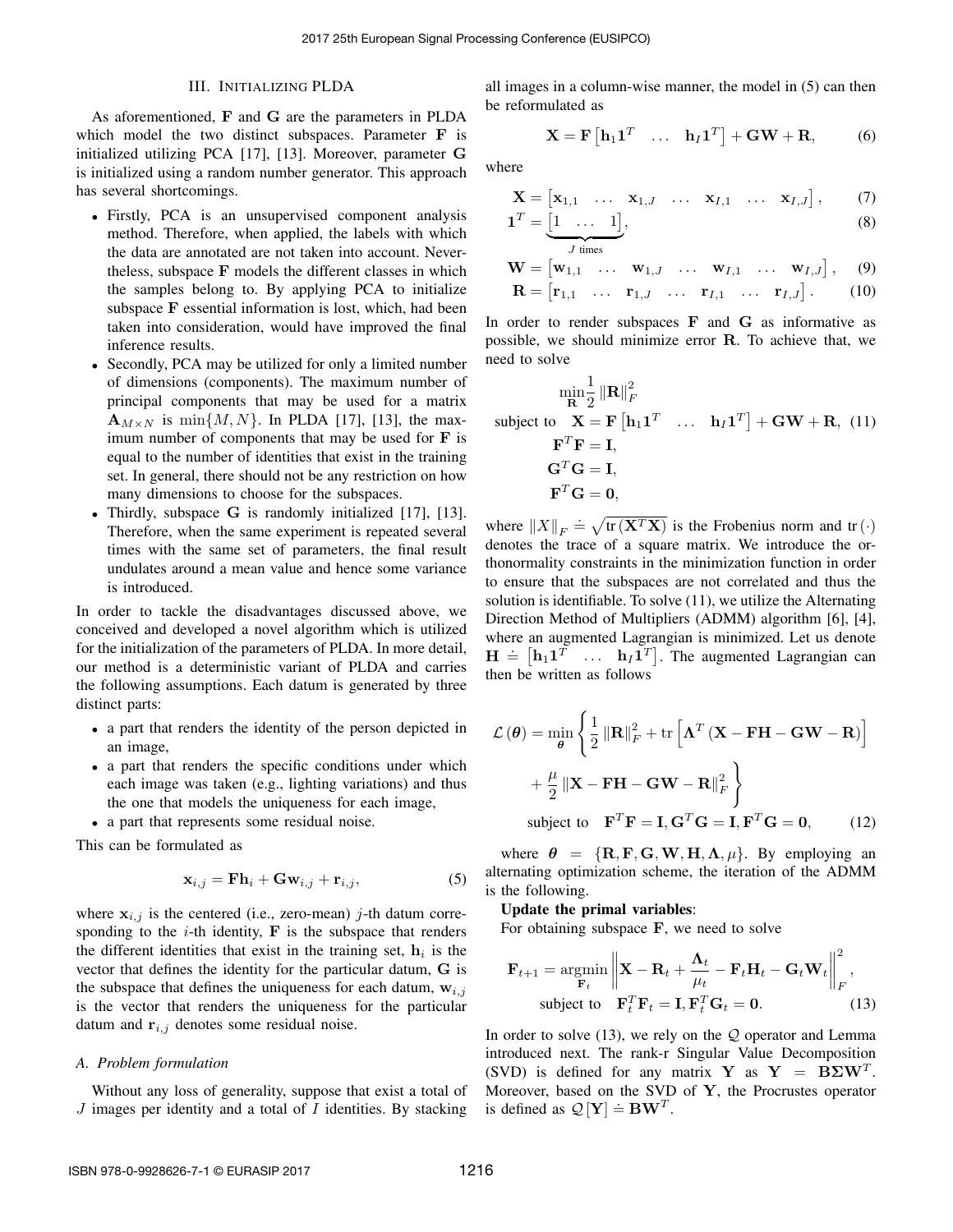## III. Initializing PLDA

As aforementioned, $\mathbf{F}$ and $\mathbf{G}$ are the parameters in PLDA which model the two distinct subspaces. Parameter $\mathbf{F}$ is initialized utilizing PCA [17], [13]. Moreover, parameter $\mathbf{G}$ is initialized using a random number generator. This approach has several shortcomings.

- Firstly, PCA is an unsupervised component analysis method. Therefore, when applied, the labels with which the data are annotated are not taken into account. Nevertheless, subspace $\mathbf{F}$ models the different classes in which the samples belong to. By applying PCA to initialize subspace $\mathbf{F}$ essential information is lost, which, had been taken into consideration, would have improved the final inference results.
- Secondly, PCA may be utilized for only a limited number of dimensions (components). The maximum number of principal components that may be used for a matrix $\mathbf{A}_{M\times N}$ is $\min\{M, N\}$. In PLDA [17], [13], the maximum number of components that may be used for $\mathbf{F}$ is equal to the number of identities that exist in the training set. In general, there should not be any restriction on how many dimensions to choose for the subspaces.
- Thirdly, subspace $\mathbf{G}$ is randomly initialized [17], [13]. Therefore, when the same experiment is repeated several times with the same set of parameters, the final result undulates around a mean value and hence some variance is introduced.

In order to tackle the disadvantages discussed above, we conceived and developed a novel algorithm which is utilized for the initialization of the parameters of PLDA. In more detail, our method is a deterministic variant of PLDA and carries the following assumptions. Each datum is generated by three distinct parts:

- a part that renders the identity of the person depicted in an image,
- a part that renders the specific conditions under which each image was taken (e.g., lighting variations) and thus the one that models the uniqueness for each image,
- a part that represents some residual noise.

This can be formulated as

$$\mathbf{x}_{i,j} = \mathbf{F}\mathbf{h}_i + \mathbf{G}\mathbf{w}_{i,j} + \mathbf{r}_{i,j}, \tag{5}$$

where $\mathbf{x}_{i,j}$ is the centered (i.e., zero-mean) $j$-th datum corresponding to the $i$-th identity, $\mathbf{F}$ is the subspace that renders the different identities that exist in the training set, $\mathbf{h}_i$ is the vector that defines the identity for the particular datum, $\mathbf{G}$ is the subspace that defines the uniqueness for each datum, $\mathbf{w}_{i,j}$ is the vector that renders the uniqueness for the particular datum and $\mathbf{r}_{i,j}$ denotes some residual noise.

### A. Problem formulation

Without any loss of generality, suppose that exist a total of $J$ images per identity and a total of $I$ identities. By stacking all images in a column-wise manner, the model in (5) can then be reformulated as

$$\mathbf{X} = \mathbf{F}\begin{bmatrix}\mathbf{h}_1\mathbf{1}^T & \dots & \mathbf{h}_I\mathbf{1}^T\end{bmatrix} + \mathbf{G}\mathbf{W} + \mathbf{R}, \tag{6}$$

where

$$\mathbf{X} = \begin{bmatrix}\mathbf{x}_{1,1} & \dots & \mathbf{x}_{1,J} & \dots & \mathbf{x}_{I,1} & \dots & \mathbf{x}_{I,J}\end{bmatrix}, \tag{7}$$

$$\mathbf{1}^T = \underbrace{\begin{bmatrix}1 & \dots & 1\end{bmatrix}}_{J \text{ times}}, \tag{8}$$

$$\mathbf{W} = \begin{bmatrix}\mathbf{w}_{1,1} & \dots & \mathbf{w}_{1,J} & \dots & \mathbf{w}_{I,1} & \dots & \mathbf{w}_{I,J}\end{bmatrix}, \tag{9}$$

$$\mathbf{R} = \begin{bmatrix}\mathbf{r}_{1,1} & \dots & \mathbf{r}_{1,J} & \dots & \mathbf{r}_{I,1} & \dots & \mathbf{r}_{I,J}\end{bmatrix}. \tag{10}$$

In order to render subspaces $\mathbf{F}$ and $\mathbf{G}$ as informative as possible, we should minimize error $\mathbf{R}$. To achieve that, we need to solve

$$\begin{aligned}
&\min_{\mathbf{R}} \frac{1}{2}\left\|\mathbf{R}\right\|_F^2 \\
&\text{subject to} \quad \mathbf{X} = \mathbf{F}\begin{bmatrix}\mathbf{h}_1\mathbf{1}^T & \dots & \mathbf{h}_I\mathbf{1}^T\end{bmatrix} + \mathbf{G}\mathbf{W} + \mathbf{R}, \\
&\qquad \mathbf{F}^T\mathbf{F} = \mathbf{I}, \\
&\qquad \mathbf{G}^T\mathbf{G} = \mathbf{I}, \\
&\qquad \mathbf{F}^T\mathbf{G} = \mathbf{0},
\end{aligned} \tag{11}$$

where $\left\|X\right\|_F \doteq \sqrt{\operatorname{tr}\left(\mathbf{X}^T\mathbf{X}\right)}$ is the Frobenius norm and $\operatorname{tr}\left(\cdot\right)$ denotes the trace of a square matrix. We introduce the orthonormality constraints in the minimization function in order to ensure that the subspaces are not correlated and thus the solution is identifiable. To solve (11), we utilize the Alternating Direction Method of Multipliers (ADMM) algorithm [6], [4], where an augmented Lagrangian is minimized. Let us denote $\mathbf{H} \doteq \begin{bmatrix}\mathbf{h}_1\mathbf{1}^T & \dots & \mathbf{h}_I\mathbf{1}^T\end{bmatrix}$. The augmented Lagrangian can then be written as follows

$$\begin{aligned}
\mathcal{L}\left(\boldsymbol{\theta}\right) = \min_{\boldsymbol{\theta}} \Bigg\{ &\frac{1}{2}\left\|\mathbf{R}\right\|_F^2 + \operatorname{tr}\left[\boldsymbol{\Lambda}^T\left(\mathbf{X} - \mathbf{F}\mathbf{H} - \mathbf{G}\mathbf{W} - \mathbf{R}\right)\right] \\
&+ \frac{\mu}{2}\left\|\mathbf{X} - \mathbf{F}\mathbf{H} - \mathbf{G}\mathbf{W} - \mathbf{R}\right\|_F^2 \Bigg\} \\
&\text{subject to} \quad \mathbf{F}^T\mathbf{F} = \mathbf{I}, \mathbf{G}^T\mathbf{G} = \mathbf{I}, \mathbf{F}^T\mathbf{G} = \mathbf{0},
\end{aligned} \tag{12}$$

where $\boldsymbol{\theta} = \{\mathbf{R}, \mathbf{F}, \mathbf{G}, \mathbf{W}, \mathbf{H}, \boldsymbol{\Lambda}, \mu\}$. By employing an alternating optimization scheme, the iteration of the ADMM is the following.

**Update the primal variables**:

For obtaining subspace $\mathbf{F}$, we need to solve

$$\begin{aligned}
\mathbf{F}_{t+1} = \underset{\mathbf{F}_t}{\operatorname{argmin}} &\left\|\mathbf{X} - \mathbf{R}_t + \frac{\boldsymbol{\Lambda}_t}{\mu_t} - \mathbf{F}_t\mathbf{H}_t - \mathbf{G}_t\mathbf{W}_t\right\|_F^2, \\
&\text{subject to} \quad \mathbf{F}_t^T\mathbf{F}_t = \mathbf{I}, \mathbf{F}_t^T\mathbf{G}_t = \mathbf{0}.
\end{aligned} \tag{13}$$

In order to solve (13), we rely on the $\mathcal{Q}$ operator and Lemma introduced next. The rank-r Singular Value Decomposition (SVD) is defined for any matrix $\mathbf{Y}$ as $\mathbf{Y} = \mathbf{B}\boldsymbol{\Sigma}\mathbf{W}^T$. Moreover, based on the SVD of $\mathbf{Y}$, the Procrustes operator is defined as $\mathcal{Q}\left[\mathbf{Y}\right] \doteq \mathbf{B}\mathbf{W}^T$.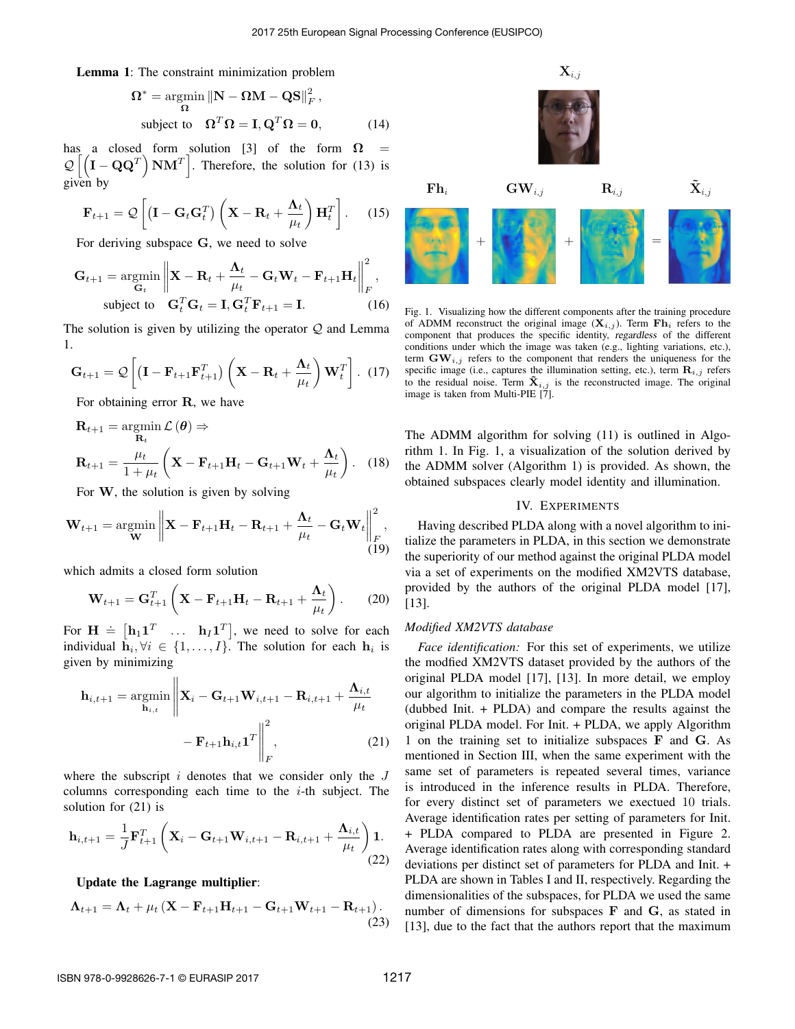**Lemma 1**: The constraint minimization problem

$$\mathbf{\Omega}^* = \underset{\mathbf{\Omega}}{\text{argmin}} \|\mathbf{N} - \mathbf{\Omega M} - \mathbf{QS}\|_F^2,$$
$$\text{subject to} \quad \mathbf{\Omega}^T\mathbf{\Omega} = \mathbf{I}, \mathbf{Q}^T\mathbf{\Omega} = \mathbf{0}, \tag{14}$$

has a closed form solution [3] of the form $\mathbf{\Omega} = \mathcal{Q}\left[\left(\mathbf{I} - \mathbf{QQ}^T\right)\mathbf{NM}^T\right]$. Therefore, the solution for (13) is given by

$$\mathbf{F}_{t+1} = \mathcal{Q}\left[\left(\mathbf{I} - \mathbf{G}_t\mathbf{G}_t^T\right)\left(\mathbf{X} - \mathbf{R}_t + \frac{\mathbf{\Lambda}_t}{\mu_t}\right)\mathbf{H}_t^T\right]. \tag{15}$$

For deriving subspace $\mathbf{G}$, we need to solve

$$\mathbf{G}_{t+1} = \underset{\mathbf{G}_t}{\text{argmin}} \left\|\mathbf{X} - \mathbf{R}_t + \frac{\mathbf{\Lambda}_t}{\mu_t} - \mathbf{G}_t\mathbf{W}_t - \mathbf{F}_{t+1}\mathbf{H}_t\right\|_F^2,$$
$$\text{subject to} \quad \mathbf{G}_t^T\mathbf{G}_t = \mathbf{I}, \mathbf{G}_t^T\mathbf{F}_{t+1} = \mathbf{I}. \tag{16}$$

The solution is given by utilizing the operator $\mathcal{Q}$ and Lemma 1.

$$\mathbf{G}_{t+1} = \mathcal{Q}\left[\left(\mathbf{I} - \mathbf{F}_{t+1}\mathbf{F}_{t+1}^T\right)\left(\mathbf{X} - \mathbf{R}_t + \frac{\mathbf{\Lambda}_t}{\mu_t}\right)\mathbf{W}_t^T\right]. \tag{17}$$

For obtaining error $\mathbf{R}$, we have

$$\mathbf{R}_{t+1} = \underset{\mathbf{R}_t}{\text{argmin}}\, \mathcal{L}(\boldsymbol{\theta}) \Rightarrow$$
$$\mathbf{R}_{t+1} = \frac{\mu_t}{1+\mu_t}\left(\mathbf{X} - \mathbf{F}_{t+1}\mathbf{H}_t - \mathbf{G}_{t+1}\mathbf{W}_t + \frac{\mathbf{\Lambda}_t}{\mu_t}\right). \tag{18}$$

For $\mathbf{W}$, the solution is given by solving

$$\mathbf{W}_{t+1} = \underset{\mathbf{W}}{\text{argmin}} \left\|\mathbf{X} - \mathbf{F}_{t+1}\mathbf{H}_t - \mathbf{R}_{t+1} + \frac{\mathbf{\Lambda}_t}{\mu_t} - \mathbf{G}_t\mathbf{W}_t\right\|_F^2, \tag{19}$$

which admits a closed form solution

$$\mathbf{W}_{t+1} = \mathbf{G}_{t+1}^T\left(\mathbf{X} - \mathbf{F}_{t+1}\mathbf{H}_t - \mathbf{R}_{t+1} + \frac{\mathbf{\Lambda}_t}{\mu_t}\right). \tag{20}$$

For $\mathbf{H} \doteq \left[\mathbf{h}_1\mathbf{1}^T \quad \ldots \quad \mathbf{h}_I\mathbf{1}^T\right]$, we need to solve for each individual $\mathbf{h}_i, \forall i \in \{1,\ldots,I\}$. The solution for each $\mathbf{h}_i$ is given by minimizing

$$\mathbf{h}_{i,t+1} = \underset{\mathbf{h}_{i,t}}{\text{argmin}} \left\|\mathbf{X}_i - \mathbf{G}_{t+1}\mathbf{W}_{i,t+1} - \mathbf{R}_{i,t+1} + \frac{\mathbf{\Lambda}_{i,t}}{\mu_t} - \mathbf{F}_{t+1}\mathbf{h}_{i,t}\mathbf{1}^T\right\|_F^2, \tag{21}$$

where the subscript $i$ denotes that we consider only the $J$ columns corresponding each time to the $i$-th subject. The solution for (21) is

$$\mathbf{h}_{i,t+1} = \frac{1}{J}\mathbf{F}_{t+1}^T\left(\mathbf{X}_i - \mathbf{G}_{t+1}\mathbf{W}_{i,t+1} - \mathbf{R}_{i,t+1} + \frac{\mathbf{\Lambda}_{i,t}}{\mu_t}\right)\mathbf{1}. \tag{22}$$

**Update the Lagrange multiplier**:

$$\mathbf{\Lambda}_{t+1} = \mathbf{\Lambda}_t + \mu_t\left(\mathbf{X} - \mathbf{F}_{t+1}\mathbf{H}_{t+1} - \mathbf{G}_{t+1}\mathbf{W}_{t+1} - \mathbf{R}_{t+1}\right). \tag{23}$$

Fig. 1. Visualizing how the different components after the training procedure of ADMM reconstruct the original image ($\mathbf{X}_{i,j}$). Term $\mathbf{Fh}_i$ refers to the component that produces the specific identity, *regardless* of the different conditions under which the image was taken (e.g., lighting variations, etc.), term $\mathbf{GW}_{i,j}$ refers to the component that renders the uniqueness for the specific image (i.e., captures the illumination setting, etc.), term $\mathbf{R}_{i,j}$ refers to the residual noise. Term $\tilde{\mathbf{X}}_{i,j}$ is the reconstructed image. The original image is taken from Multi-PIE [7].

The ADMM algorithm for solving (11) is outlined in Algorithm 1. In Fig. 1, a visualization of the solution derived by the ADMM solver (Algorithm 1) is provided. As shown, the obtained subspaces clearly model identity and illumination.

## IV. Experiments

Having described PLDA along with a novel algorithm to initialize the parameters in PLDA, in this section we demonstrate the superiority of our method against the original PLDA model via a set of experiments on the modified XM2VTS database, provided by the authors of the original PLDA model [17], [13].

### *Modified XM2VTS database*

*Face identification:* For this set of experiments, we utilize the modfied XM2VTS dataset provided by the authors of the original PLDA model [17], [13]. In more detail, we employ our algorithm to initialize the parameters in the PLDA model (dubbed Init. + PLDA) and compare the results against the original PLDA model. For Init. + PLDA, we apply Algorithm 1 on the training set to initialize subspaces $\mathbf{F}$ and $\mathbf{G}$. As mentioned in Section III, when the same experiment with the same set of parameters is repeated several times, variance is introduced in the inference results in PLDA. Therefore, for every distinct set of parameters we exectued 10 trials. Average identification rates per setting of parameters for Init. + PLDA compared to PLDA are presented in Figure 2. Average identification rates along with corresponding standard deviations per distinct set of parameters for PLDA and Init. + PLDA are shown in Tables I and II, respectively. Regarding the dimensionalities of the subspaces, for PLDA we used the same number of dimensions for subspaces $\mathbf{F}$ and $\mathbf{G}$, as stated in [13], due to the fact that the authors report that the maximum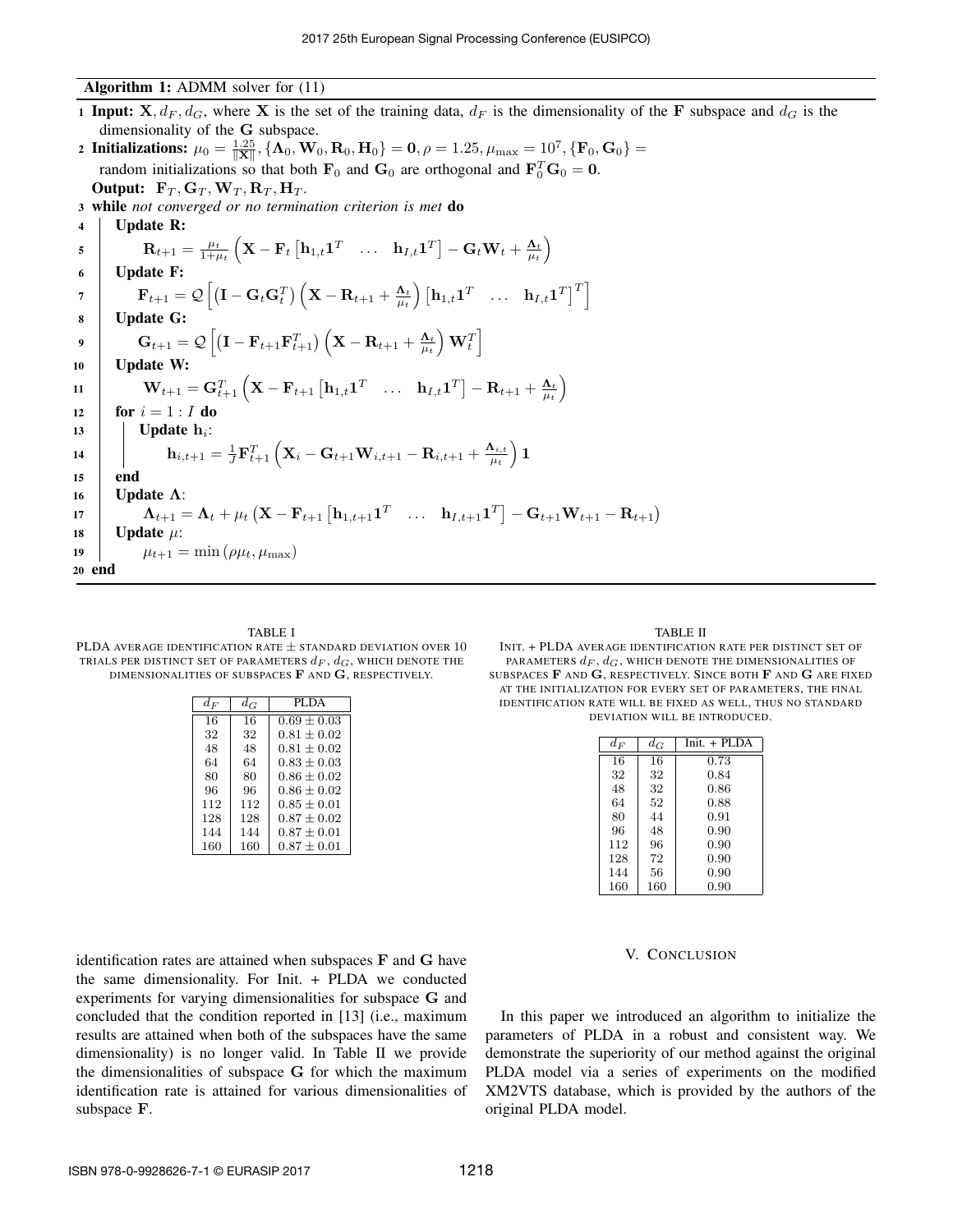**Algorithm 1:** ADMM solver for (11)

1 **Input:** $\mathbf{X}, d_F, d_G$, where $\mathbf{X}$ is the set of the training data, $d_F$ is the dimensionality of the $\mathbf{F}$ subspace and $d_G$ is the dimensionality of the $\mathbf{G}$ subspace.

2 **Initializations:** $\mu_0 = \frac{1.25}{\|\mathbf{X}\|}, \{\mathbf{\Lambda}_0, \mathbf{W}_0, \mathbf{R}_0, \mathbf{H}_0\} = \mathbf{0}, \rho = 1.25, \mu_{\max} = 10^7, \{\mathbf{F}_0, \mathbf{G}_0\} =$ random initializations so that both $\mathbf{F}_0$ and $\mathbf{G}_0$ are orthogonal and $\mathbf{F}_0^T\mathbf{G}_0 = \mathbf{0}$.

**Output:** $\mathbf{F}_T, \mathbf{G}_T, \mathbf{W}_T, \mathbf{R}_T, \mathbf{H}_T$.

3 **while** *not converged or no termination criterion is met* **do**

4 &nbsp;&nbsp;**Update R:**

5 $$\mathbf{R}_{t+1} = \frac{\mu_t}{1+\mu_t}\left(\mathbf{X} - \mathbf{F}_t\begin{bmatrix}\mathbf{h}_{1,t}\mathbf{1}^T & \dots & \mathbf{h}_{I,t}\mathbf{1}^T\end{bmatrix} - \mathbf{G}_t\mathbf{W}_t + \frac{\mathbf{\Lambda}_t}{\mu_t}\right)$$

6 &nbsp;&nbsp;**Update F:**

7 $$\mathbf{F}_{t+1} = \mathcal{Q}\left[\left(\mathbf{I} - \mathbf{G}_t\mathbf{G}_t^T\right)\left(\mathbf{X} - \mathbf{R}_{t+1} + \frac{\mathbf{\Lambda}_t}{\mu_t}\right)\begin{bmatrix}\mathbf{h}_{1,t}\mathbf{1}^T & \dots & \mathbf{h}_{I,t}\mathbf{1}^T\end{bmatrix}^T\right]$$

8 &nbsp;&nbsp;**Update G:**

9 $$\mathbf{G}_{t+1} = \mathcal{Q}\left[\left(\mathbf{I} - \mathbf{F}_{t+1}\mathbf{F}_{t+1}^T\right)\left(\mathbf{X} - \mathbf{R}_{t+1} + \frac{\mathbf{\Lambda}_t}{\mu_t}\right)\mathbf{W}_t^T\right]$$

10 &nbsp;&nbsp;**Update W:**

11 $$\mathbf{W}_{t+1} = \mathbf{G}_{t+1}^T\left(\mathbf{X} - \mathbf{F}_{t+1}\begin{bmatrix}\mathbf{h}_{1,t}\mathbf{1}^T & \dots & \mathbf{h}_{I,t}\mathbf{1}^T\end{bmatrix} - \mathbf{R}_{t+1} + \frac{\mathbf{\Lambda}_t}{\mu_t}\right)$$

12 &nbsp;&nbsp;**for** $i = 1 : I$ **do**

13 &nbsp;&nbsp;&nbsp;&nbsp;**Update** $\mathbf{h}_i$:

14 $$\mathbf{h}_{i,t+1} = \frac{1}{J}\mathbf{F}_{t+1}^T\left(\mathbf{X}_i - \mathbf{G}_{t+1}\mathbf{W}_{i,t+1} - \mathbf{R}_{i,t+1} + \frac{\mathbf{\Lambda}_{i,t}}{\mu_t}\right)\mathbf{1}$$

15 &nbsp;&nbsp;**end**

16 &nbsp;&nbsp;**Update** $\mathbf{\Lambda}$:

17 $$\mathbf{\Lambda}_{t+1} = \mathbf{\Lambda}_t + \mu_t\left(\mathbf{X} - \mathbf{F}_{t+1}\begin{bmatrix}\mathbf{h}_{1,t+1}\mathbf{1}^T & \dots & \mathbf{h}_{I,t+1}\mathbf{1}^T\end{bmatrix} - \mathbf{G}_{t+1}\mathbf{W}_{t+1} - \mathbf{R}_{t+1}\right)$$

18 &nbsp;&nbsp;**Update** $\mu$:

19 $$\mu_{t+1} = \min\left(\rho\mu_t, \mu_{\max}\right)$$

20 **end**

TABLE I
PLDA AVERAGE IDENTIFICATION RATE $\pm$ STANDARD DEVIATION OVER 10 TRIALS PER DISTINCT SET OF PARAMETERS $d_F$, $d_G$, WHICH DENOTE THE DIMENSIONALITIES OF SUBSPACES $\mathbf{F}$ AND $\mathbf{G}$, RESPECTIVELY.

| $d_F$ | $d_G$ | PLDA |
|---|---|---|
| 16 | 16 | $0.69 \pm 0.03$ |
| 32 | 32 | $0.81 \pm 0.02$ |
| 48 | 48 | $0.81 \pm 0.02$ |
| 64 | 64 | $0.83 \pm 0.03$ |
| 80 | 80 | $0.86 \pm 0.02$ |
| 96 | 96 | $0.86 \pm 0.02$ |
| 112 | 112 | $0.85 \pm 0.01$ |
| 128 | 128 | $0.87 \pm 0.02$ |
| 144 | 144 | $0.87 \pm 0.01$ |
| 160 | 160 | $0.87 \pm 0.01$ |

TABLE II
INIT. + PLDA AVERAGE IDENTIFICATION RATE PER DISTINCT SET OF PARAMETERS $d_F$, $d_G$, WHICH DENOTE THE DIMENSIONALITIES OF SUBSPACES $\mathbf{F}$ AND $\mathbf{G}$, RESPECTIVELY. SINCE BOTH $\mathbf{F}$ AND $\mathbf{G}$ ARE FIXED AT THE INITIALIZATION FOR EVERY SET OF PARAMETERS, THE FINAL IDENTIFICATION RATE WILL BE FIXED AS WELL, THUS NO STANDARD DEVIATION WILL BE INTRODUCED.

| $d_F$ | $d_G$ | Init. + PLDA |
|---|---|---|
| 16 | 16 | 0.73 |
| 32 | 32 | 0.84 |
| 48 | 32 | 0.86 |
| 64 | 52 | 0.88 |
| 80 | 44 | 0.91 |
| 96 | 48 | 0.90 |
| 112 | 96 | 0.90 |
| 128 | 72 | 0.90 |
| 144 | 56 | 0.90 |
| 160 | 160 | 0.90 |

identification rates are attained when subspaces $\mathbf{F}$ and $\mathbf{G}$ have the same dimensionality. For Init. + PLDA we conducted experiments for varying dimensionalities for subspace $\mathbf{G}$ and concluded that the condition reported in [13] (i.e., maximum results are attained when both of the subspaces have the same dimensionality) is no longer valid. In Table II we provide the dimensionalities of subspace $\mathbf{G}$ for which the maximum identification rate is attained for various dimensionalities of subspace $\mathbf{F}$.

## V. Conclusion

In this paper we introduced an algorithm to initialize the parameters of PLDA in a robust and consistent way. We demonstrate the superiority of our method against the original PLDA model via a series of experiments on the modified XM2VTS database, which is provided by the authors of the original PLDA model.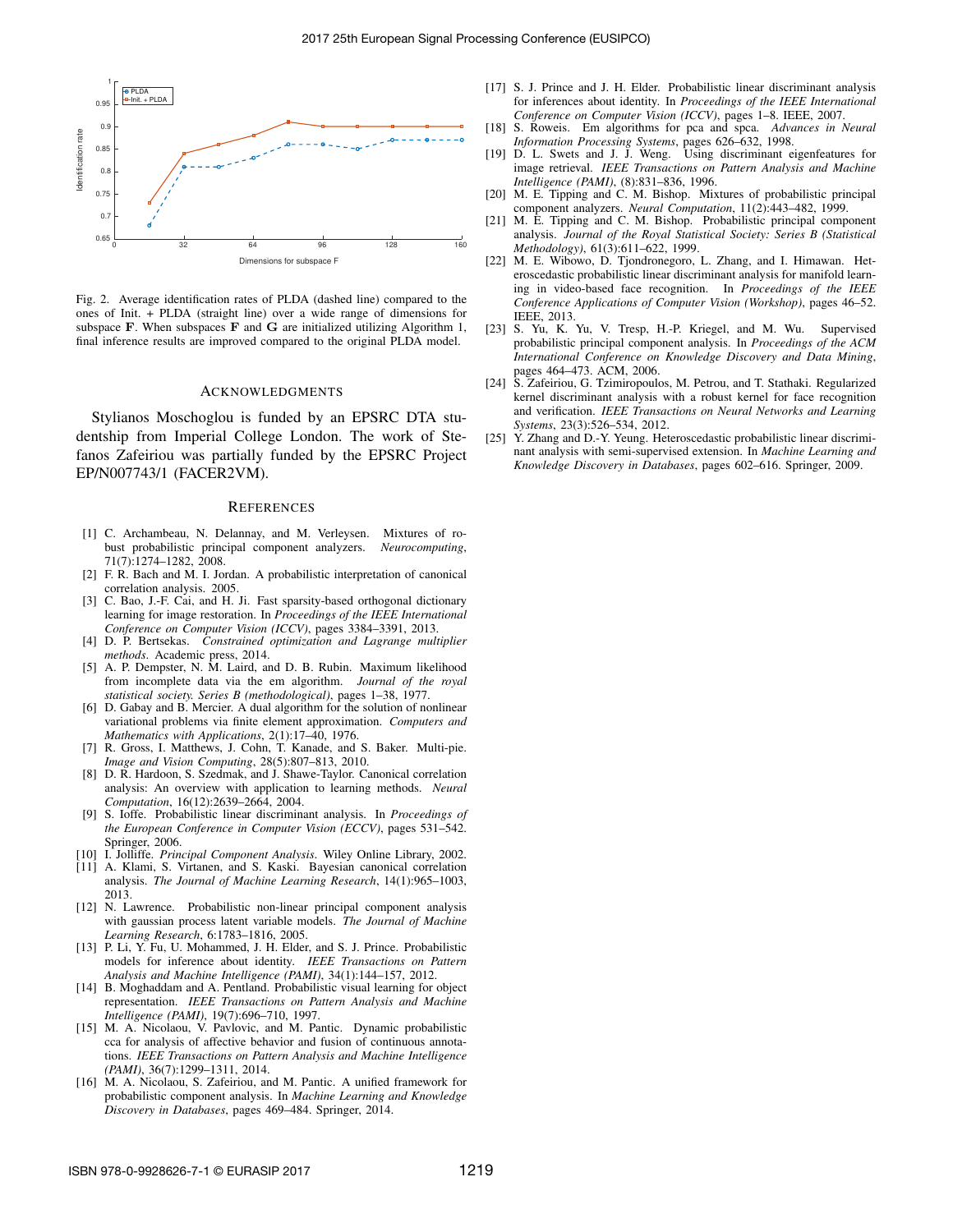PLDA

Init. + PLDA

Identification rate

Dimensions for subspace F

1

0.95

0.9

0.85

0.8

0.75

0.7

0.65

0

32

64

96

128

160

Fig. 2. Average identification rates of PLDA (dashed line) compared to the ones of Init. + PLDA (straight line) over a wide range of dimensions for subspace $\mathbf{F}$. When subspaces $\mathbf{F}$ and $\mathbf{G}$ are initialized utilizing Algorithm 1, final inference results are improved compared to the original PLDA model.

## Acknowledgments

Stylianos Moschoglou is funded by an EPSRC DTA studentship from Imperial College London. The work of Stefanos Zafeiriou was partially funded by the EPSRC Project EP/N007743/1 (FACER2VM).

## References

[1] C. Archambeau, N. Delannay, and M. Verleysen. Mixtures of robust probabilistic principal component analyzers. *Neurocomputing*, 71(7):1274–1282, 2008.

[2] F. R. Bach and M. I. Jordan. A probabilistic interpretation of canonical correlation analysis. 2005.

[3] C. Bao, J.-F. Cai, and H. Ji. Fast sparsity-based orthogonal dictionary learning for image restoration. In *Proceedings of the IEEE International Conference on Computer Vision (ICCV)*, pages 3384–3391, 2013.

[4] D. P. Bertsekas. *Constrained optimization and Lagrange multiplier methods*. Academic press, 2014.

[5] A. P. Dempster, N. M. Laird, and D. B. Rubin. Maximum likelihood from incomplete data via the em algorithm. *Journal of the royal statistical society. Series B (methodological)*, pages 1–38, 1977.

[6] D. Gabay and B. Mercier. A dual algorithm for the solution of nonlinear variational problems via finite element approximation. *Computers and Mathematics with Applications*, 2(1):17–40, 1976.

[7] R. Gross, I. Matthews, J. Cohn, T. Kanade, and S. Baker. Multi-pie. *Image and Vision Computing*, 28(5):807–813, 2010.

[8] D. R. Hardoon, S. Szedmak, and J. Shawe-Taylor. Canonical correlation analysis: An overview with application to learning methods. *Neural Computation*, 16(12):2639–2664, 2004.

[9] S. Ioffe. Probabilistic linear discriminant analysis. In *Proceedings of the European Conference in Computer Vision (ECCV)*, pages 531–542. Springer, 2006.

[10] I. Jolliffe. *Principal Component Analysis*. Wiley Online Library, 2002.

[11] A. Klami, S. Virtanen, and S. Kaski. Bayesian canonical correlation analysis. *The Journal of Machine Learning Research*, 14(1):965–1003, 2013.

[12] N. Lawrence. Probabilistic non-linear principal component analysis with gaussian process latent variable models. *The Journal of Machine Learning Research*, 6:1783–1816, 2005.

[13] P. Li, Y. Fu, U. Mohammed, J. H. Elder, and S. J. Prince. Probabilistic models for inference about identity. *IEEE Transactions on Pattern Analysis and Machine Intelligence (PAMI)*, 34(1):144–157, 2012.

[14] B. Moghaddam and A. Pentland. Probabilistic visual learning for object representation. *IEEE Transactions on Pattern Analysis and Machine Intelligence (PAMI)*, 19(7):696–710, 1997.

[15] M. A. Nicolaou, V. Pavlovic, and M. Pantic. Dynamic probabilistic cca for analysis of affective behavior and fusion of continuous annotations. *IEEE Transactions on Pattern Analysis and Machine Intelligence (PAMI)*, 36(7):1299–1311, 2014.

[16] M. A. Nicolaou, S. Zafeiriou, and M. Pantic. A unified framework for probabilistic component analysis. In *Machine Learning and Knowledge Discovery in Databases*, pages 469–484. Springer, 2014.

[17] S. J. Prince and J. H. Elder. Probabilistic linear discriminant analysis for inferences about identity. In *Proceedings of the IEEE International Conference on Computer Vision (ICCV)*, pages 1–8. IEEE, 2007.

[18] S. Roweis. Em algorithms for pca and spca. *Advances in Neural Information Processing Systems*, pages 626–632, 1998.

[19] D. L. Swets and J. J. Weng. Using discriminant eigenfeatures for image retrieval. *IEEE Transactions on Pattern Analysis and Machine Intelligence (PAMI)*, (8):831–836, 1996.

[20] M. E. Tipping and C. M. Bishop. Mixtures of probabilistic principal component analyzers. *Neural Computation*, 11(2):443–482, 1999.

[21] M. E. Tipping and C. M. Bishop. Probabilistic principal component analysis. *Journal of the Royal Statistical Society: Series B (Statistical Methodology)*, 61(3):611–622, 1999.

[22] M. E. Wibowo, D. Tjondronegoro, L. Zhang, and I. Himawan. Heteroscedastic probabilistic linear discriminant analysis for manifold learning in video-based face recognition. In *Proceedings of the IEEE Conference Applications of Computer Vision (Workshop)*, pages 46–52. IEEE, 2013.

[23] S. Yu, K. Yu, V. Tresp, H.-P. Kriegel, and M. Wu. Supervised probabilistic principal component analysis. In *Proceedings of the ACM International Conference on Knowledge Discovery and Data Mining*, pages 464–473. ACM, 2006.

[24] S. Zafeiriou, G. Tzimiropoulos, M. Petrou, and T. Stathaki. Regularized kernel discriminant analysis with a robust kernel for face recognition and verification. *IEEE Transactions on Neural Networks and Learning Systems*, 23(3):526–534, 2012.

[25] Y. Zhang and D.-Y. Yeung. Heteroscedastic probabilistic linear discriminant analysis with semi-supervised extension. In *Machine Learning and Knowledge Discovery in Databases*, pages 602–616. Springer, 2009.